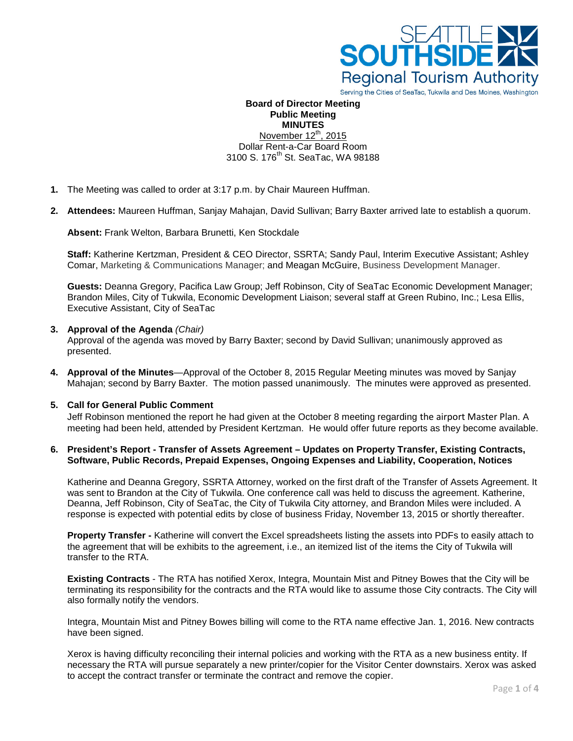SEATTLE SOUTHSIDE Regional Tourism Authority

Serving the Cities of SeaTac, Tukwila and Des Moines, Washington

**Board of Director Meeting**
**Public Meeting**
**MINUTES**
November 12th, 2015
Dollar Rent-a-Car Board Room
3100 S. 176th St. SeaTac, WA 98188

1. The Meeting was called to order at 3:17 p.m. by Chair Maureen Huffman.

2. **Attendees:** Maureen Huffman, Sanjay Mahajan, David Sullivan; Barry Baxter arrived late to establish a quorum.

   **Absent:** Frank Welton, Barbara Brunetti, Ken Stockdale

   **Staff:** Katherine Kertzman, President & CEO Director, SSRTA; Sandy Paul, Interim Executive Assistant; Ashley Comar, Marketing & Communications Manager; and Meagan McGuire, Business Development Manager.

   **Guests:** Deanna Gregory, Pacifica Law Group; Jeff Robinson, City of SeaTac Economic Development Manager; Brandon Miles, City of Tukwila, Economic Development Liaison; several staff at Green Rubino, Inc.; Lesa Ellis, Executive Assistant, City of SeaTac

3. **Approval of the Agenda** *(Chair)*
   Approval of the agenda was moved by Barry Baxter; second by David Sullivan; unanimously approved as presented.

4. **Approval of the Minutes**—Approval of the October 8, 2015 Regular Meeting minutes was moved by Sanjay Mahajan; second by Barry Baxter. The motion passed unanimously. The minutes were approved as presented.

5. **Call for General Public Comment**
   Jeff Robinson mentioned the report he had given at the October 8 meeting regarding the airport Master Plan. A meeting had been held, attended by President Kertzman. He would offer future reports as they become available.

6. **President's Report - Transfer of Assets Agreement – Updates on Property Transfer, Existing Contracts, Software, Public Records, Prepaid Expenses, Ongoing Expenses and Liability, Cooperation, Notices**

   Katherine and Deanna Gregory, SSRTA Attorney, worked on the first draft of the Transfer of Assets Agreement. It was sent to Brandon at the City of Tukwila. One conference call was held to discuss the agreement. Katherine, Deanna, Jeff Robinson, City of SeaTac, the City of Tukwila City attorney, and Brandon Miles were included. A response is expected with potential edits by close of business Friday, November 13, 2015 or shortly thereafter.

   **Property Transfer -** Katherine will convert the Excel spreadsheets listing the assets into PDFs to easily attach to the agreement that will be exhibits to the agreement, i.e., an itemized list of the items the City of Tukwila will transfer to the RTA.

   **Existing Contracts** - The RTA has notified Xerox, Integra, Mountain Mist and Pitney Bowes that the City will be terminating its responsibility for the contracts and the RTA would like to assume those City contracts. The City will also formally notify the vendors.

   Integra, Mountain Mist and Pitney Bowes billing will come to the RTA name effective Jan. 1, 2016. New contracts have been signed.

   Xerox is having difficulty reconciling their internal policies and working with the RTA as a new business entity. If necessary the RTA will pursue separately a new printer/copier for the Visitor Center downstairs. Xerox was asked to accept the contract transfer or terminate the contract and remove the copier.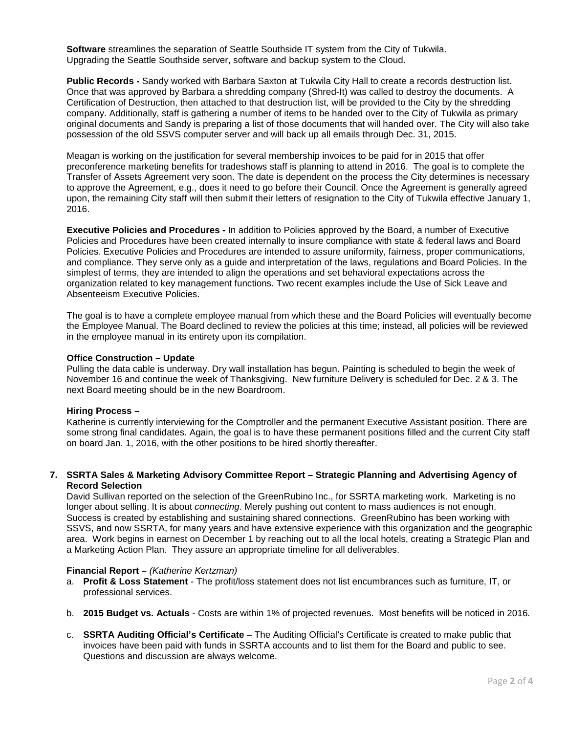**Software** streamlines the separation of Seattle Southside IT system from the City of Tukwila. Upgrading the Seattle Southside server, software and backup system to the Cloud.

**Public Records -** Sandy worked with Barbara Saxton at Tukwila City Hall to create a records destruction list. Once that was approved by Barbara a shredding company (Shred-It) was called to destroy the documents. A Certification of Destruction, then attached to that destruction list, will be provided to the City by the shredding company. Additionally, staff is gathering a number of items to be handed over to the City of Tukwila as primary original documents and Sandy is preparing a list of those documents that will handed over. The City will also take possession of the old SSVS computer server and will back up all emails through Dec. 31, 2015.

Meagan is working on the justification for several membership invoices to be paid for in 2015 that offer preconference marketing benefits for tradeshows staff is planning to attend in 2016. The goal is to complete the Transfer of Assets Agreement very soon. The date is dependent on the process the City determines is necessary to approve the Agreement, e.g., does it need to go before their Council. Once the Agreement is generally agreed upon, the remaining City staff will then submit their letters of resignation to the City of Tukwila effective January 1, 2016.

**Executive Policies and Procedures -** In addition to Policies approved by the Board, a number of Executive Policies and Procedures have been created internally to insure compliance with state & federal laws and Board Policies. Executive Policies and Procedures are intended to assure uniformity, fairness, proper communications, and compliance. They serve only as a guide and interpretation of the laws, regulations and Board Policies. In the simplest of terms, they are intended to align the operations and set behavioral expectations across the organization related to key management functions. Two recent examples include the Use of Sick Leave and Absenteeism Executive Policies.

The goal is to have a complete employee manual from which these and the Board Policies will eventually become the Employee Manual. The Board declined to review the policies at this time; instead, all policies will be reviewed in the employee manual in its entirety upon its compilation.

**Office Construction – Update**
Pulling the data cable is underway. Dry wall installation has begun. Painting is scheduled to begin the week of November 16 and continue the week of Thanksgiving. New furniture Delivery is scheduled for Dec. 2 & 3. The next Board meeting should be in the new Boardroom.

**Hiring Process –**
Katherine is currently interviewing for the Comptroller and the permanent Executive Assistant position. There are some strong final candidates. Again, the goal is to have these permanent positions filled and the current City staff on board Jan. 1, 2016, with the other positions to be hired shortly thereafter.

**7. SSRTA Sales & Marketing Advisory Committee Report – Strategic Planning and Advertising Agency of Record Selection**

David Sullivan reported on the selection of the GreenRubino Inc., for SSRTA marketing work. Marketing is no longer about selling. It is about *connecting*. Merely pushing out content to mass audiences is not enough. Success is created by establishing and sustaining shared connections. GreenRubino has been working with SSVS, and now SSRTA, for many years and have extensive experience with this organization and the geographic area. Work begins in earnest on December 1 by reaching out to all the local hotels, creating a Strategic Plan and a Marketing Action Plan. They assure an appropriate timeline for all deliverables.

**Financial Report –** *(Katherine Kertzman)*

a. **Profit & Loss Statement** - The profit/loss statement does not list encumbrances such as furniture, IT, or professional services.

b. **2015 Budget vs. Actuals** - Costs are within 1% of projected revenues. Most benefits will be noticed in 2016.

c. **SSRTA Auditing Official's Certificate** – The Auditing Official's Certificate is created to make public that invoices have been paid with funds in SSRTA accounts and to list them for the Board and public to see. Questions and discussion are always welcome.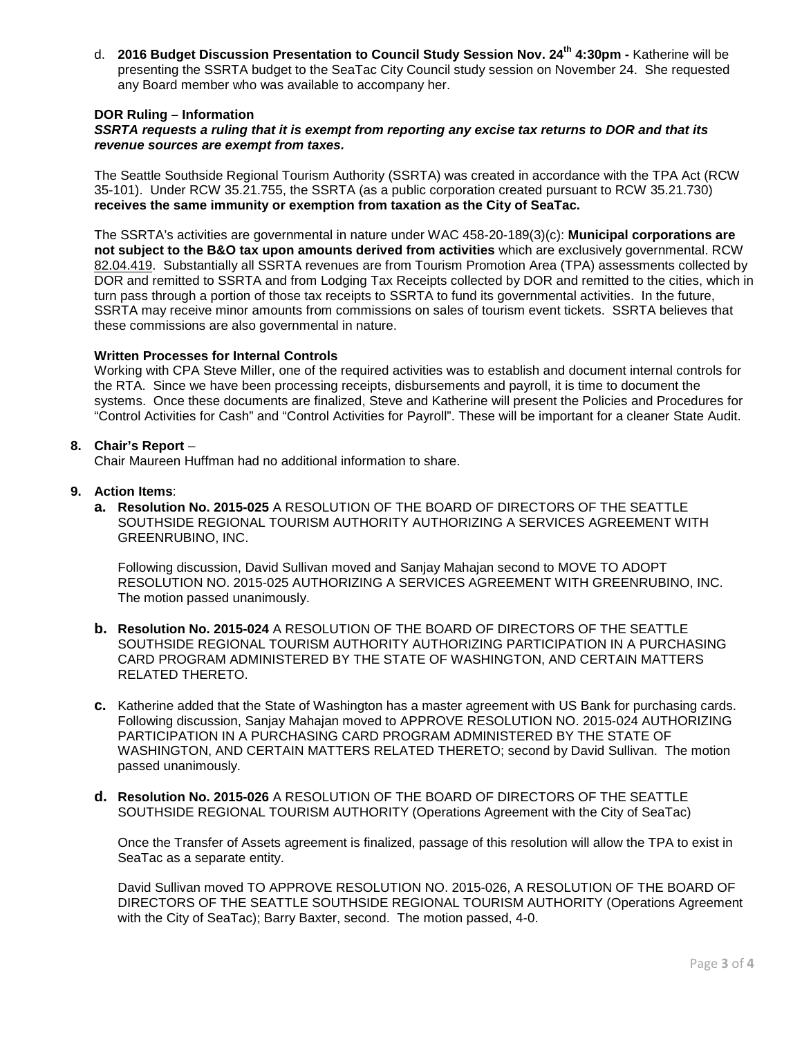d. **2016 Budget Discussion Presentation to Council Study Session Nov. 24th 4:30pm -** Katherine will be presenting the SSRTA budget to the SeaTac City Council study session on November 24. She requested any Board member who was available to accompany her.

**DOR Ruling – Information**

***SSRTA requests a ruling that it is exempt from reporting any excise tax returns to DOR and that its revenue sources are exempt from taxes.***

The Seattle Southside Regional Tourism Authority (SSRTA) was created in accordance with the TPA Act (RCW 35-101). Under RCW 35.21.755, the SSRTA (as a public corporation created pursuant to RCW 35.21.730) **receives the same immunity or exemption from taxation as the City of SeaTac.**

The SSRTA's activities are governmental in nature under WAC 458-20-189(3)(c): **Municipal corporations are not subject to the B&O tax upon amounts derived from activities** which are exclusively governmental. RCW 82.04.419. Substantially all SSRTA revenues are from Tourism Promotion Area (TPA) assessments collected by DOR and remitted to SSRTA and from Lodging Tax Receipts collected by DOR and remitted to the cities, which in turn pass through a portion of those tax receipts to SSRTA to fund its governmental activities. In the future, SSRTA may receive minor amounts from commissions on sales of tourism event tickets. SSRTA believes that these commissions are also governmental in nature.

**Written Processes for Internal Controls**

Working with CPA Steve Miller, one of the required activities was to establish and document internal controls for the RTA. Since we have been processing receipts, disbursements and payroll, it is time to document the systems. Once these documents are finalized, Steve and Katherine will present the Policies and Procedures for "Control Activities for Cash" and "Control Activities for Payroll". These will be important for a cleaner State Audit.

**8. Chair's Report** –

Chair Maureen Huffman had no additional information to share.

**9. Action Items**:

**a. Resolution No. 2015-025** A RESOLUTION OF THE BOARD OF DIRECTORS OF THE SEATTLE SOUTHSIDE REGIONAL TOURISM AUTHORITY AUTHORIZING A SERVICES AGREEMENT WITH GREENRUBINO, INC.

Following discussion, David Sullivan moved and Sanjay Mahajan second to MOVE TO ADOPT RESOLUTION NO. 2015-025 AUTHORIZING A SERVICES AGREEMENT WITH GREENRUBINO, INC. The motion passed unanimously.

**b. Resolution No. 2015-024** A RESOLUTION OF THE BOARD OF DIRECTORS OF THE SEATTLE SOUTHSIDE REGIONAL TOURISM AUTHORITY AUTHORIZING PARTICIPATION IN A PURCHASING CARD PROGRAM ADMINISTERED BY THE STATE OF WASHINGTON, AND CERTAIN MATTERS RELATED THERETO.

**c.** Katherine added that the State of Washington has a master agreement with US Bank for purchasing cards. Following discussion, Sanjay Mahajan moved to APPROVE RESOLUTION NO. 2015-024 AUTHORIZING PARTICIPATION IN A PURCHASING CARD PROGRAM ADMINISTERED BY THE STATE OF WASHINGTON, AND CERTAIN MATTERS RELATED THERETO; second by David Sullivan. The motion passed unanimously.

**d. Resolution No. 2015-026** A RESOLUTION OF THE BOARD OF DIRECTORS OF THE SEATTLE SOUTHSIDE REGIONAL TOURISM AUTHORITY (Operations Agreement with the City of SeaTac)

Once the Transfer of Assets agreement is finalized, passage of this resolution will allow the TPA to exist in SeaTac as a separate entity.

David Sullivan moved TO APPROVE RESOLUTION NO. 2015-026, A RESOLUTION OF THE BOARD OF DIRECTORS OF THE SEATTLE SOUTHSIDE REGIONAL TOURISM AUTHORITY (Operations Agreement with the City of SeaTac); Barry Baxter, second. The motion passed, 4-0.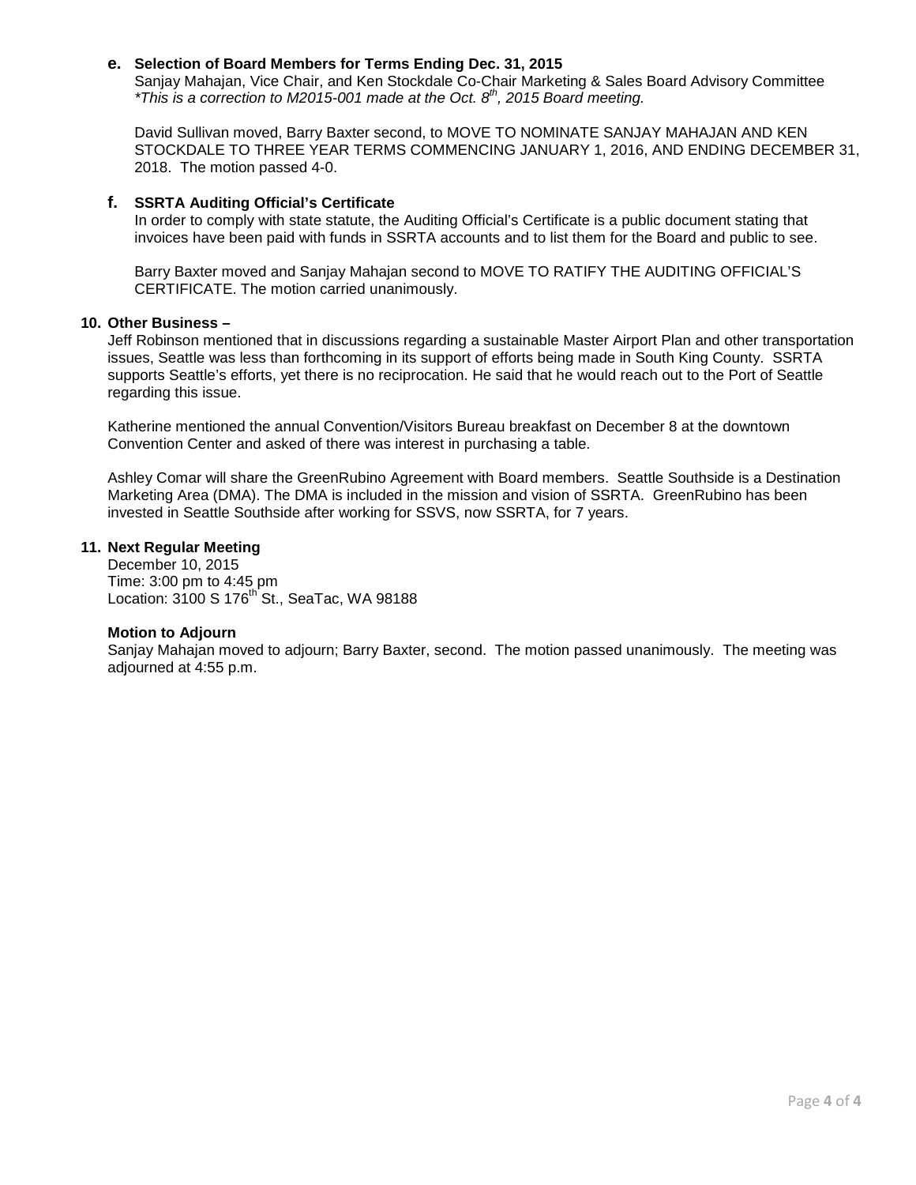**e. Selection of Board Members for Terms Ending Dec. 31, 2015**

Sanjay Mahajan, Vice Chair, and Ken Stockdale Co-Chair Marketing & Sales Board Advisory Committee
*\*This is a correction to M2015-001 made at the Oct. 8th, 2015 Board meeting.*

David Sullivan moved, Barry Baxter second, to MOVE TO NOMINATE SANJAY MAHAJAN AND KEN STOCKDALE TO THREE YEAR TERMS COMMENCING JANUARY 1, 2016, AND ENDING DECEMBER 31, 2018. The motion passed 4-0.

**f. SSRTA Auditing Official's Certificate**

In order to comply with state statute, the Auditing Official's Certificate is a public document stating that invoices have been paid with funds in SSRTA accounts and to list them for the Board and public to see.

Barry Baxter moved and Sanjay Mahajan second to MOVE TO RATIFY THE AUDITING OFFICIAL'S CERTIFICATE. The motion carried unanimously.

**10. Other Business –**

Jeff Robinson mentioned that in discussions regarding a sustainable Master Airport Plan and other transportation issues, Seattle was less than forthcoming in its support of efforts being made in South King County. SSRTA supports Seattle's efforts, yet there is no reciprocation. He said that he would reach out to the Port of Seattle regarding this issue.

Katherine mentioned the annual Convention/Visitors Bureau breakfast on December 8 at the downtown Convention Center and asked of there was interest in purchasing a table.

Ashley Comar will share the GreenRubino Agreement with Board members. Seattle Southside is a Destination Marketing Area (DMA). The DMA is included in the mission and vision of SSRTA. GreenRubino has been invested in Seattle Southside after working for SSVS, now SSRTA, for 7 years.

**11. Next Regular Meeting**

December 10, 2015
Time: 3:00 pm to 4:45 pm
Location: 3100 S 176th St., SeaTac, WA 98188

**Motion to Adjourn**

Sanjay Mahajan moved to adjourn; Barry Baxter, second. The motion passed unanimously. The meeting was adjourned at 4:55 p.m.